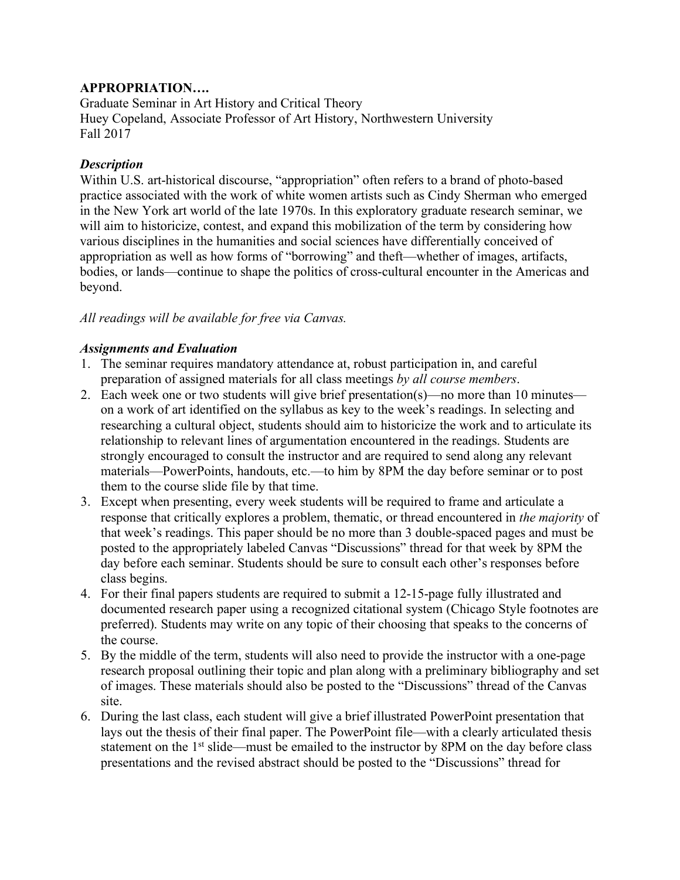**APPROPRIATION….**
Graduate Seminar in Art History and Critical Theory
Huey Copeland, Associate Professor of Art History, Northwestern University
Fall 2017

***Description***

Within U.S. art-historical discourse, "appropriation" often refers to a brand of photo-based practice associated with the work of white women artists such as Cindy Sherman who emerged in the New York art world of the late 1970s. In this exploratory graduate research seminar, we will aim to historicize, contest, and expand this mobilization of the term by considering how various disciplines in the humanities and social sciences have differentially conceived of appropriation as well as how forms of "borrowing" and theft—whether of images, artifacts, bodies, or lands—continue to shape the politics of cross-cultural encounter in the Americas and beyond.

*All readings will be available for free via Canvas.*

***Assignments and Evaluation***

1. The seminar requires mandatory attendance at, robust participation in, and careful preparation of assigned materials for all class meetings *by all course members*.
2. Each week one or two students will give brief presentation(s)—no more than 10 minutes—on a work of art identified on the syllabus as key to the week's readings. In selecting and researching a cultural object, students should aim to historicize the work and to articulate its relationship to relevant lines of argumentation encountered in the readings. Students are strongly encouraged to consult the instructor and are required to send along any relevant materials—PowerPoints, handouts, etc.—to him by 8PM the day before seminar or to post them to the course slide file by that time.
3. Except when presenting, every week students will be required to frame and articulate a response that critically explores a problem, thematic, or thread encountered in *the majority* of that week's readings. This paper should be no more than 3 double-spaced pages and must be posted to the appropriately labeled Canvas "Discussions" thread for that week by 8PM the day before each seminar. Students should be sure to consult each other's responses before class begins.
4. For their final papers students are required to submit a 12-15-page fully illustrated and documented research paper using a recognized citational system (Chicago Style footnotes are preferred). Students may write on any topic of their choosing that speaks to the concerns of the course.
5. By the middle of the term, students will also need to provide the instructor with a one-page research proposal outlining their topic and plan along with a preliminary bibliography and set of images. These materials should also be posted to the "Discussions" thread of the Canvas site.
6. During the last class, each student will give a brief illustrated PowerPoint presentation that lays out the thesis of their final paper. The PowerPoint file—with a clearly articulated thesis statement on the 1st slide—must be emailed to the instructor by 8PM on the day before class presentations and the revised abstract should be posted to the "Discussions" thread for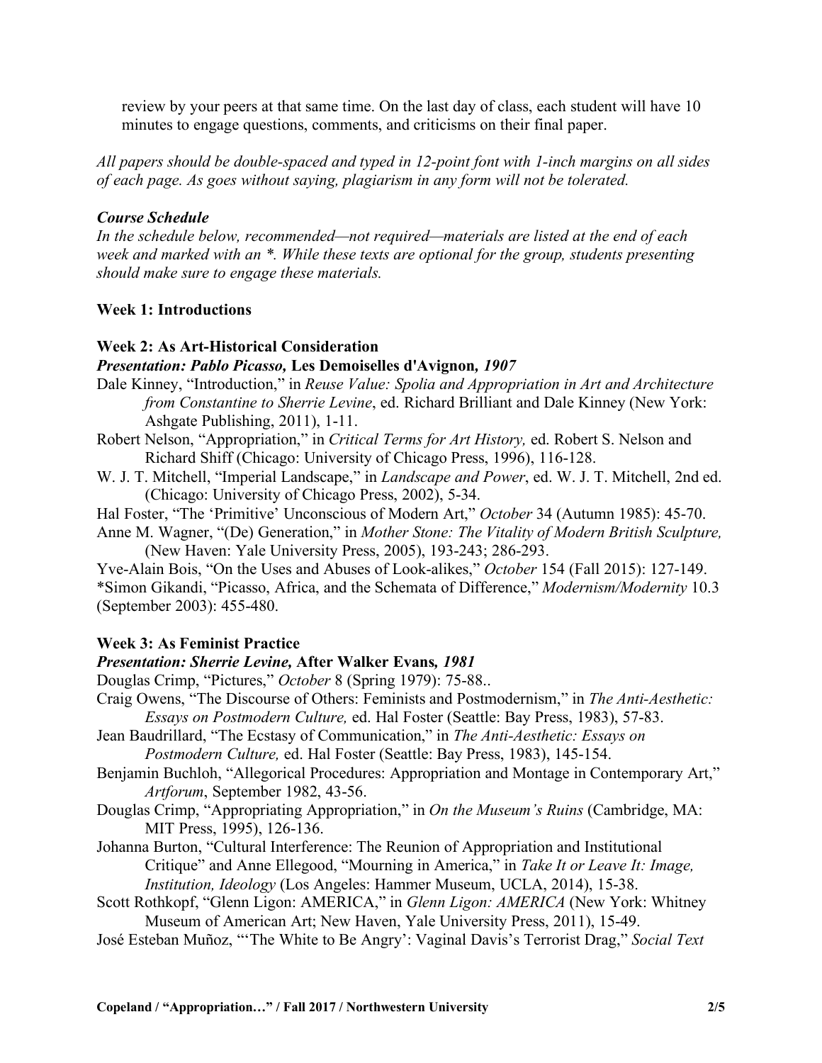review by your peers at that same time. On the last day of class, each student will have 10 minutes to engage questions, comments, and criticisms on their final paper.

*All papers should be double-spaced and typed in 12-point font with 1-inch margins on all sides of each page. As goes without saying, plagiarism in any form will not be tolerated.*

### *Course Schedule*

*In the schedule below, recommended—not required—materials are listed at the end of each week and marked with an *. While these texts are optional for the group, students presenting should make sure to engage these materials.*

**Week 1: Introductions**

**Week 2: As Art-Historical Consideration**

***Presentation: Pablo Picasso,* Les Demoiselles d'Avignon*, 1907***

Dale Kinney, "Introduction," in *Reuse Value: Spolia and Appropriation in Art and Architecture from Constantine to Sherrie Levine*, ed. Richard Brilliant and Dale Kinney (New York: Ashgate Publishing, 2011), 1-11.

Robert Nelson, "Appropriation," in *Critical Terms for Art History,* ed. Robert S. Nelson and Richard Shiff (Chicago: University of Chicago Press, 1996), 116-128.

W. J. T. Mitchell, "Imperial Landscape," in *Landscape and Power*, ed. W. J. T. Mitchell, 2nd ed. (Chicago: University of Chicago Press, 2002), 5-34.

Hal Foster, "The 'Primitive' Unconscious of Modern Art," *October* 34 (Autumn 1985): 45-70.

Anne M. Wagner, "(De) Generation," in *Mother Stone: The Vitality of Modern British Sculpture,* (New Haven: Yale University Press, 2005), 193-243; 286-293.

Yve-Alain Bois, "On the Uses and Abuses of Look-alikes," *October* 154 (Fall 2015): 127-149.

*Simon Gikandi, "Picasso, Africa, and the Schemata of Difference," *Modernism/Modernity* 10.3 (September 2003): 455-480.

**Week 3: As Feminist Practice**

***Presentation: Sherrie Levine,* After Walker Evans*, 1981***

Douglas Crimp, "Pictures," *October* 8 (Spring 1979): 75-88..

Craig Owens, "The Discourse of Others: Feminists and Postmodernism," in *The Anti-Aesthetic: Essays on Postmodern Culture,* ed. Hal Foster (Seattle: Bay Press, 1983), 57-83.

Jean Baudrillard, "The Ecstasy of Communication," in *The Anti-Aesthetic: Essays on Postmodern Culture,* ed. Hal Foster (Seattle: Bay Press, 1983), 145-154.

Benjamin Buchloh, "Allegorical Procedures: Appropriation and Montage in Contemporary Art," *Artforum*, September 1982, 43-56.

Douglas Crimp, "Appropriating Appropriation," in *On the Museum's Ruins* (Cambridge, MA: MIT Press, 1995), 126-136.

Johanna Burton, "Cultural Interference: The Reunion of Appropriation and Institutional Critique" and Anne Ellegood, "Mourning in America," in *Take It or Leave It: Image, Institution, Ideology* (Los Angeles: Hammer Museum, UCLA, 2014), 15-38.

Scott Rothkopf, "Glenn Ligon: AMERICA," in *Glenn Ligon: AMERICA* (New York: Whitney Museum of American Art; New Haven, Yale University Press, 2011), 15-49.

José Esteban Muñoz, "'The White to Be Angry': Vaginal Davis's Terrorist Drag," *Social Text*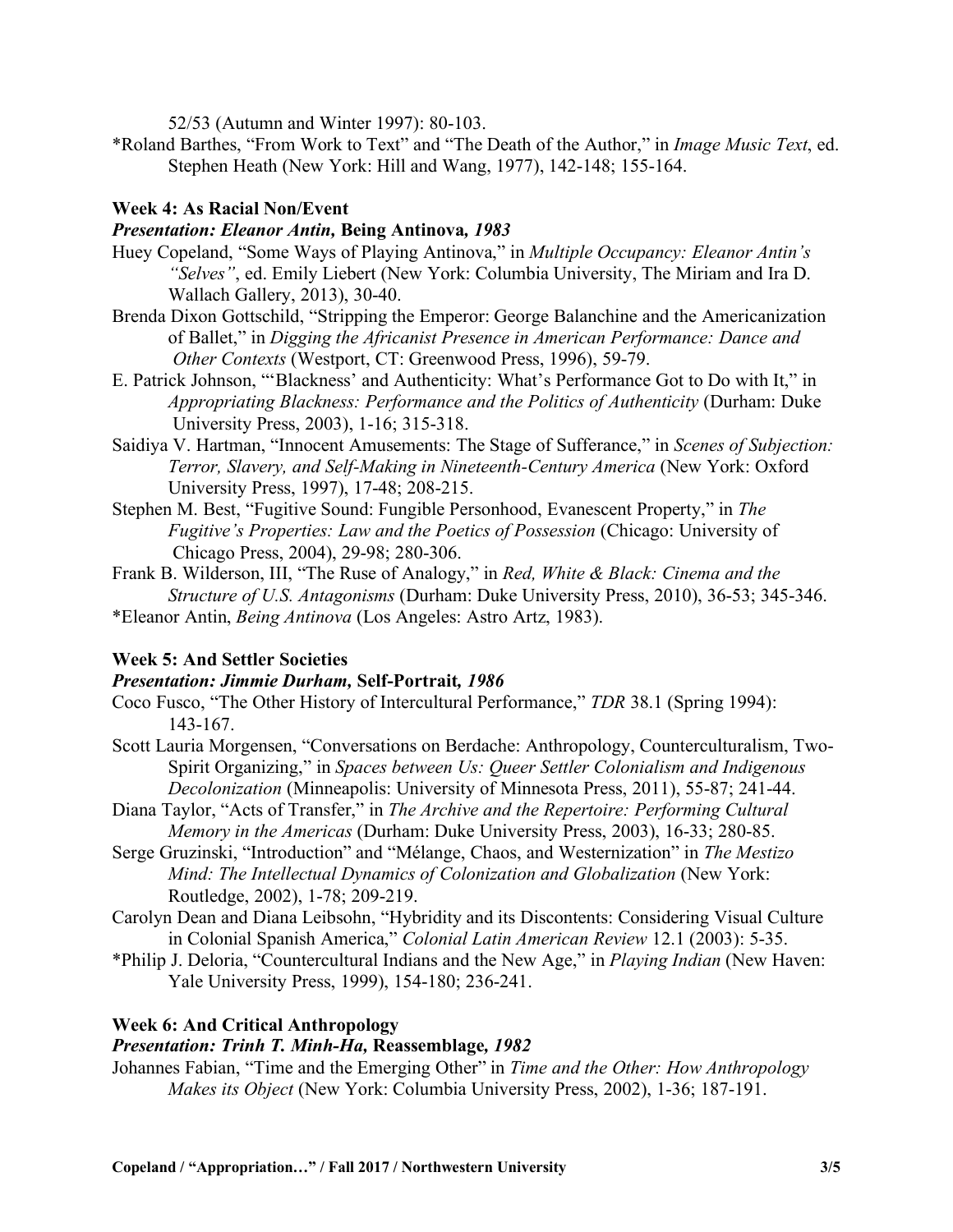52/53 (Autumn and Winter 1997): 80-103.

*Roland Barthes, "From Work to Text" and "The Death of the Author," in *Image Music Text*, ed. Stephen Heath (New York: Hill and Wang, 1977), 142-148; 155-164.

**Week 4: As Racial Non/Event**

***Presentation: Eleanor Antin,* Being Antinova*, 1983***

Huey Copeland, "Some Ways of Playing Antinova," in *Multiple Occupancy: Eleanor Antin's "Selves"*, ed. Emily Liebert (New York: Columbia University, The Miriam and Ira D. Wallach Gallery, 2013), 30-40.

Brenda Dixon Gottschild, "Stripping the Emperor: George Balanchine and the Americanization of Ballet," in *Digging the Africanist Presence in American Performance: Dance and Other Contexts* (Westport, CT: Greenwood Press, 1996), 59-79.

E. Patrick Johnson, "'Blackness' and Authenticity: What's Performance Got to Do with It," in *Appropriating Blackness: Performance and the Politics of Authenticity* (Durham: Duke University Press, 2003), 1-16; 315-318.

Saidiya V. Hartman, "Innocent Amusements: The Stage of Sufferance," in *Scenes of Subjection: Terror, Slavery, and Self-Making in Nineteenth-Century America* (New York: Oxford University Press, 1997), 17-48; 208-215.

Stephen M. Best, "Fugitive Sound: Fungible Personhood, Evanescent Property," in *The Fugitive's Properties: Law and the Poetics of Possession* (Chicago: University of Chicago Press, 2004), 29-98; 280-306.

Frank B. Wilderson, III, "The Ruse of Analogy," in *Red, White & Black: Cinema and the Structure of U.S. Antagonisms* (Durham: Duke University Press, 2010), 36-53; 345-346.

*Eleanor Antin, *Being Antinova* (Los Angeles: Astro Artz, 1983).

**Week 5: And Settler Societies**

***Presentation: Jimmie Durham,* Self-Portrait*, 1986***

Coco Fusco, "The Other History of Intercultural Performance," *TDR* 38.1 (Spring 1994): 143-167.

Scott Lauria Morgensen, "Conversations on Berdache: Anthropology, Counterculturalism, Two-Spirit Organizing," in *Spaces between Us: Queer Settler Colonialism and Indigenous Decolonization* (Minneapolis: University of Minnesota Press, 2011), 55-87; 241-44.

Diana Taylor, "Acts of Transfer," in *The Archive and the Repertoire: Performing Cultural Memory in the Americas* (Durham: Duke University Press, 2003), 16-33; 280-85.

Serge Gruzinski, "Introduction" and "Mélange, Chaos, and Westernization" in *The Mestizo Mind: The Intellectual Dynamics of Colonization and Globalization* (New York: Routledge, 2002), 1-78; 209-219.

Carolyn Dean and Diana Leibsohn, "Hybridity and its Discontents: Considering Visual Culture in Colonial Spanish America," *Colonial Latin American Review* 12.1 (2003): 5-35.

*Philip J. Deloria, "Countercultural Indians and the New Age," in *Playing Indian* (New Haven: Yale University Press, 1999), 154-180; 236-241.

**Week 6: And Critical Anthropology**

***Presentation: Trinh T. Minh-Ha,* Reassemblage*, 1982***

Johannes Fabian, "Time and the Emerging Other" in *Time and the Other: How Anthropology Makes its Object* (New York: Columbia University Press, 2002), 1-36; 187-191.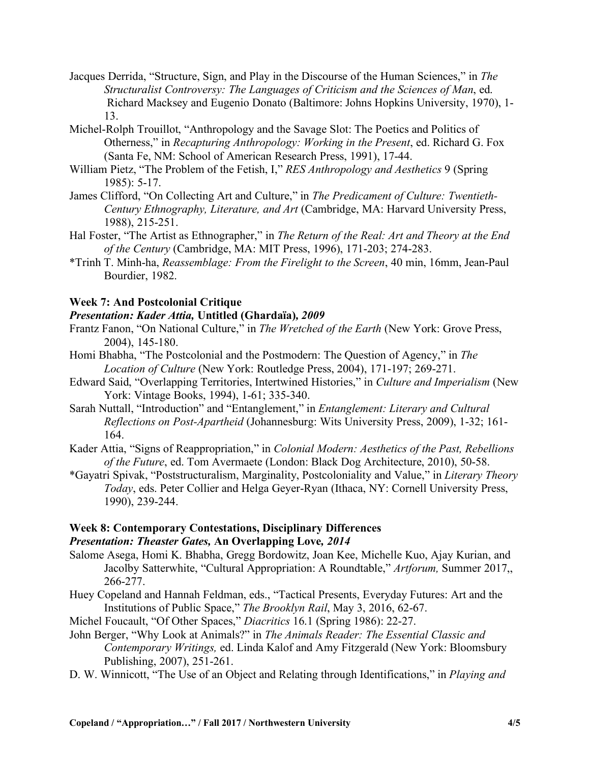Jacques Derrida, "Structure, Sign, and Play in the Discourse of the Human Sciences," in *The Structuralist Controversy: The Languages of Criticism and the Sciences of Man*, ed. Richard Macksey and Eugenio Donato (Baltimore: Johns Hopkins University, 1970), 1-13.

Michel-Rolph Trouillot, "Anthropology and the Savage Slot: The Poetics and Politics of Otherness," in *Recapturing Anthropology: Working in the Present*, ed. Richard G. Fox (Santa Fe, NM: School of American Research Press, 1991), 17-44.

William Pietz, "The Problem of the Fetish, I," *RES Anthropology and Aesthetics* 9 (Spring 1985): 5-17.

James Clifford, "On Collecting Art and Culture," in *The Predicament of Culture: Twentieth-Century Ethnography, Literature, and Art* (Cambridge, MA: Harvard University Press, 1988), 215-251.

Hal Foster, "The Artist as Ethnographer," in *The Return of the Real: Art and Theory at the End of the Century* (Cambridge, MA: MIT Press, 1996), 171-203; 274-283.

*Trinh T. Minh-ha, *Reassemblage: From the Firelight to the Screen*, 40 min, 16mm, Jean-Paul Bourdier, 1982.

### Week 7: And Postcolonial Critique

***Presentation: Kader Attia,* Untitled (Ghardaïa)*, 2009***

Frantz Fanon, "On National Culture," in *The Wretched of the Earth* (New York: Grove Press, 2004), 145-180.

Homi Bhabha, "The Postcolonial and the Postmodern: The Question of Agency," in *The Location of Culture* (New York: Routledge Press, 2004), 171-197; 269-271.

Edward Said, "Overlapping Territories, Intertwined Histories," in *Culture and Imperialism* (New York: Vintage Books, 1994), 1-61; 335-340.

Sarah Nuttall, "Introduction" and "Entanglement," in *Entanglement: Literary and Cultural Reflections on Post-Apartheid* (Johannesburg: Wits University Press, 2009), 1-32; 161-164.

Kader Attia, "Signs of Reappropriation," in *Colonial Modern: Aesthetics of the Past, Rebellions of the Future*, ed. Tom Avermaete (London: Black Dog Architecture, 2010), 50-58.

*Gayatri Spivak, "Poststructuralism, Marginality, Postcoloniality and Value," in *Literary Theory Today*, eds. Peter Collier and Helga Geyer-Ryan (Ithaca, NY: Cornell University Press, 1990), 239-244.

### Week 8: Contemporary Contestations, Disciplinary Differences

***Presentation: Theaster Gates,* An Overlapping Love*, 2014***

Salome Asega, Homi K. Bhabha, Gregg Bordowitz, Joan Kee, Michelle Kuo, Ajay Kurian, and Jacolby Satterwhite, "Cultural Appropriation: A Roundtable," *Artforum,* Summer 2017,, 266-277.

Huey Copeland and Hannah Feldman, eds., "Tactical Presents, Everyday Futures: Art and the Institutions of Public Space," *The Brooklyn Rail*, May 3, 2016, 62-67.

Michel Foucault, "Of Other Spaces," *Diacritics* 16.1 (Spring 1986): 22-27.

John Berger, "Why Look at Animals?" in *The Animals Reader: The Essential Classic and Contemporary Writings,* ed. Linda Kalof and Amy Fitzgerald (New York: Bloomsbury Publishing, 2007), 251-261.

D. W. Winnicott, "The Use of an Object and Relating through Identifications," in *Playing and*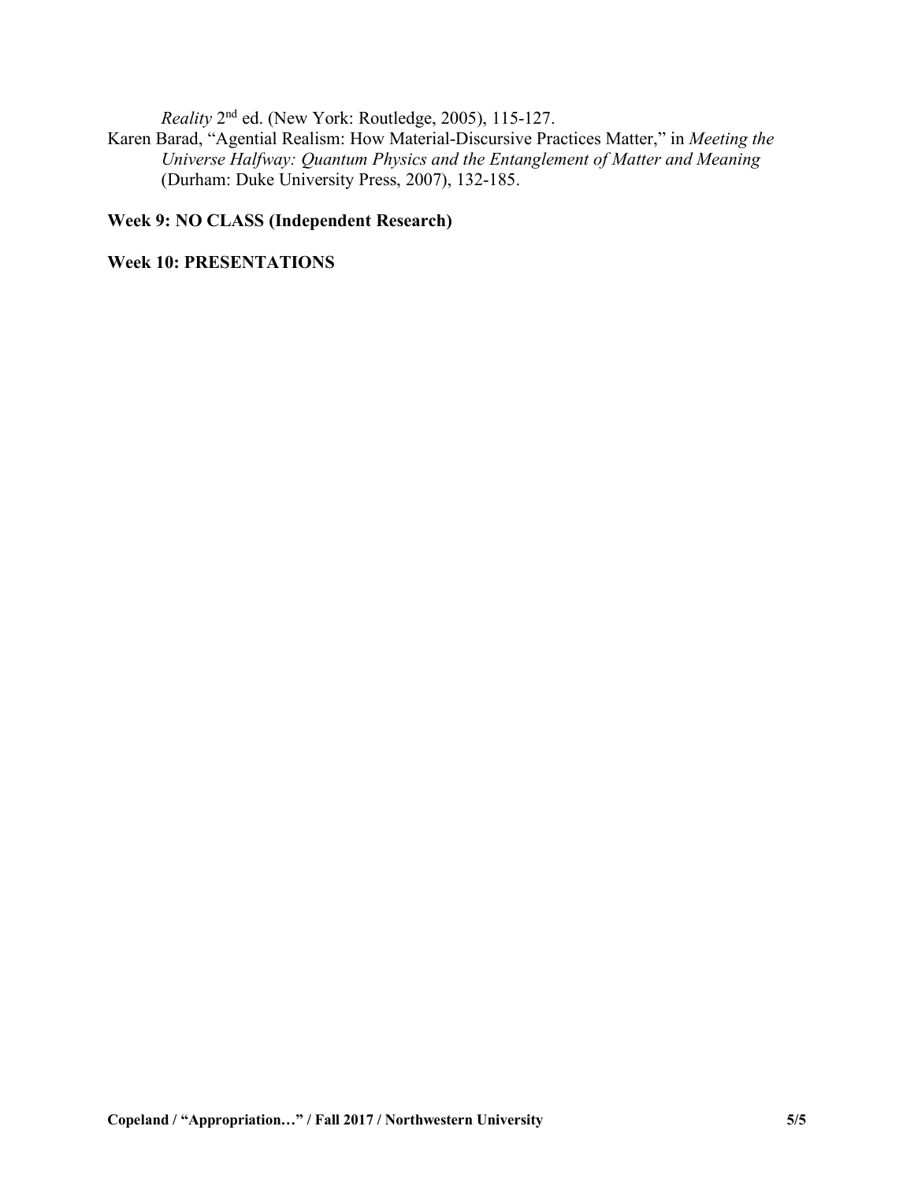*Reality* 2nd ed. (New York: Routledge, 2005), 115-127.

Karen Barad, "Agential Realism: How Material-Discursive Practices Matter," in *Meeting the Universe Halfway: Quantum Physics and the Entanglement of Matter and Meaning* (Durham: Duke University Press, 2007), 132-185.

**Week 9: NO CLASS (Independent Research)**

**Week 10: PRESENTATIONS**